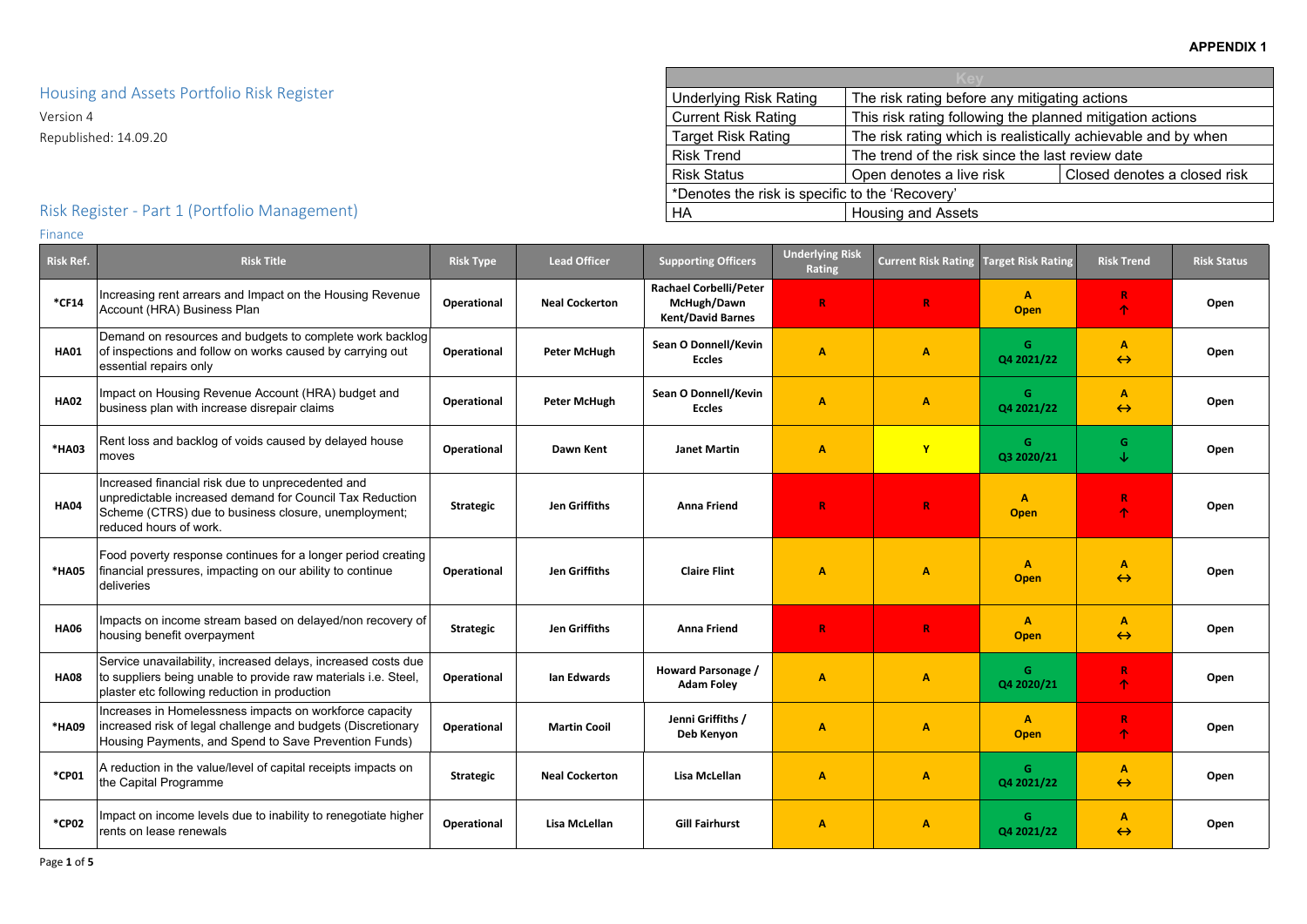**APPENDIX 1**

# Housing and Assets Portfolio Risk Register

Version 4

Republished: 14.09.20

| Key | | |
|---|---|---|
| Underlying Risk Rating | The risk rating before any mitigating actions | |
| Current Risk Rating | This risk rating following the planned mitigation actions | |
| Target Risk Rating | The risk rating which is realistically achievable and by when | |
| Risk Trend | The trend of the risk since the last review date | |
| Risk Status | Open denotes a live risk | Closed denotes a closed risk |
| *Denotes the risk is specific to the 'Recovery' | | |
| HA | Housing and Assets | |

## Risk Register - Part 1 (Portfolio Management)

### Finance

| Risk Ref. | Risk Title | Risk Type | Lead Officer | Supporting Officers | Underlying Risk Rating | Current Risk Rating | Target Risk Rating | Risk Trend | Risk Status |
|---|---|---|---|---|---|---|---|---|---|
| *CF14 | Increasing rent arrears and Impact on the Housing Revenue Account (HRA) Business Plan | Operational | Neal Cockerton | Rachael Corbelli/Peter McHugh/Dawn Kent/David Barnes | R | R | A Open | R ↑ | Open |
| HA01 | Demand on resources and budgets to complete work backlog of inspections and follow on works caused by carrying out essential repairs only | Operational | Peter McHugh | Sean O Donnell/Kevin Eccles | A | A | G Q4 2021/22 | A ↔ | Open |
| HA02 | Impact on Housing Revenue Account (HRA) budget and business plan with increase disrepair claims | Operational | Peter McHugh | Sean O Donnell/Kevin Eccles | A | A | G Q4 2021/22 | A ↔ | Open |
| *HA03 | Rent loss and backlog of voids caused by delayed house moves | Operational | Dawn Kent | Janet Martin | A | Y | G Q3 2020/21 | G ↓ | Open |
| HA04 | Increased financial risk due to unprecedented and unpredictable increased demand for Council Tax Reduction Scheme (CTRS) due to business closure, unemployment; reduced hours of work. | Strategic | Jen Griffiths | Anna Friend | R | R | A Open | R ↑ | Open |
| *HA05 | Food poverty response continues for a longer period creating financial pressures, impacting on our ability to continue deliveries | Operational | Jen Griffiths | Claire Flint | A | A | A Open | A ↔ | Open |
| HA06 | Impacts on income stream based on delayed/non recovery of housing benefit overpayment | Strategic | Jen Griffiths | Anna Friend | R | R | A Open | A ↔ | Open |
| HA08 | Service unavailability, increased delays, increased costs due to suppliers being unable to provide raw materials i.e. Steel, plaster etc following reduction in production | Operational | Ian Edwards | Howard Parsonage / Adam Foley | A | A | G Q4 2020/21 | R ↑ | Open |
| *HA09 | Increases in Homelessness impacts on workforce capacity increased risk of legal challenge and budgets (Discretionary Housing Payments, and Spend to Save Prevention Funds) | Operational | Martin Cooil | Jenni Griffiths / Deb Kenyon | A | A | A Open | R ↑ | Open |
| *CP01 | A reduction in the value/level of capital receipts impacts on the Capital Programme | Strategic | Neal Cockerton | Lisa McLellan | A | A | G Q4 2021/22 | A ↔ | Open |
| *CP02 | Impact on income levels due to inability to renegotiate higher rents on lease renewals | Operational | Lisa McLellan | Gill Fairhurst | A | A | G Q4 2021/22 | A ↔ | Open |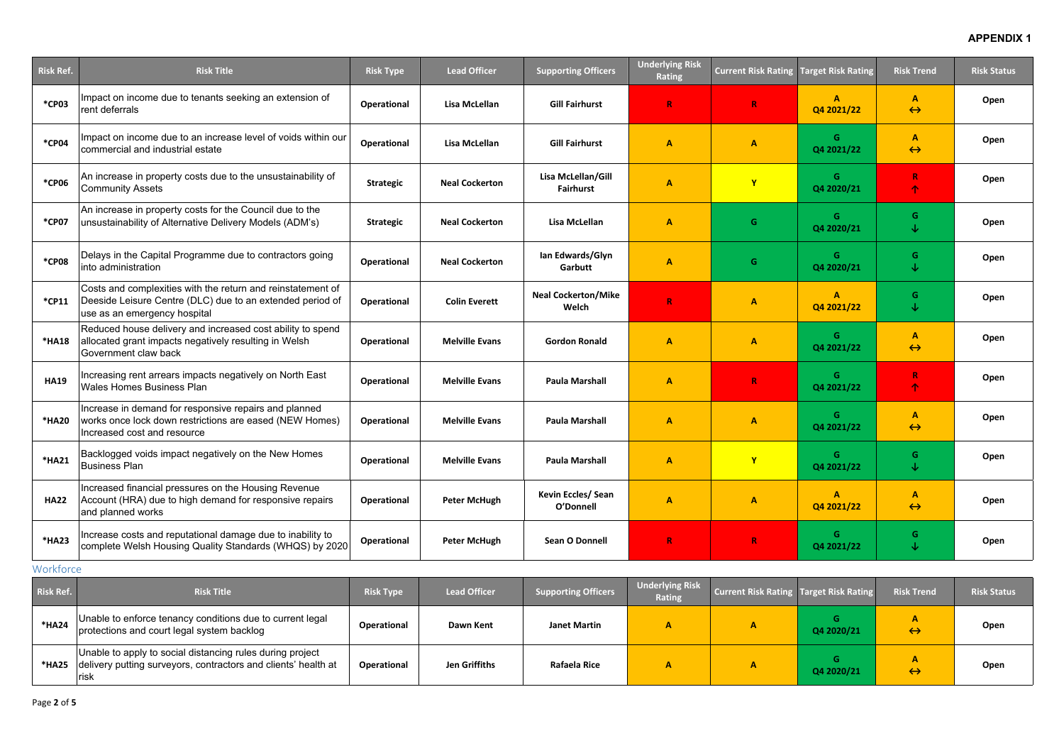**APPENDIX 1**

| Risk Ref. | Risk Title | Risk Type | Lead Officer | Supporting Officers | Underlying Risk Rating | Current Risk Rating | Target Risk Rating | Risk Trend | Risk Status |
|---|---|---|---|---|---|---|---|---|---|
| *CP03 | Impact on income due to tenants seeking an extension of rent deferrals | Operational | Lisa McLellan | Gill Fairhurst | R | R | A Q4 2021/22 | A ↔ | Open |
| *CP04 | Impact on income due to an increase level of voids within our commercial and industrial estate | Operational | Lisa McLellan | Gill Fairhurst | A | A | G Q4 2021/22 | A ↔ | Open |
| *CP06 | An increase in property costs due to the unsustainability of Community Assets | Strategic | Neal Cockerton | Lisa McLellan/Gill Fairhurst | A | Y | G Q4 2020/21 | R ↑ | Open |
| *CP07 | An increase in property costs for the Council due to the unsustainability of Alternative Delivery Models (ADM's) | Strategic | Neal Cockerton | Lisa McLellan | A | G | G Q4 2020/21 | G ↓ | Open |
| *CP08 | Delays in the Capital Programme due to contractors going into administration | Operational | Neal Cockerton | Ian Edwards/Glyn Garbutt | A | G | G Q4 2020/21 | G ↓ | Open |
| *CP11 | Costs and complexities with the return and reinstatement of Deeside Leisure Centre (DLC) due to an extended period of use as an emergency hospital | Operational | Colin Everett | Neal Cockerton/Mike Welch | R | A | A Q4 2021/22 | G ↓ | Open |
| *HA18 | Reduced house delivery and increased cost ability to spend allocated grant impacts negatively resulting in Welsh Government claw back | Operational | Melville Evans | Gordon Ronald | A | A | G Q4 2021/22 | A ↔ | Open |
| HA19 | Increasing rent arrears impacts negatively on North East Wales Homes Business Plan | Operational | Melville Evans | Paula Marshall | A | R | G Q4 2021/22 | R ↑ | Open |
| *HA20 | Increase in demand for responsive repairs and planned works once lock down restrictions are eased (NEW Homes) Increased cost and resource | Operational | Melville Evans | Paula Marshall | A | A | G Q4 2021/22 | A ↔ | Open |
| *HA21 | Backlogged voids impact negatively on the New Homes Business Plan | Operational | Melville Evans | Paula Marshall | A | Y | G Q4 2021/22 | G ↓ | Open |
| HA22 | Increased financial pressures on the Housing Revenue Account (HRA) due to high demand for responsive repairs and planned works | Operational | Peter McHugh | Kevin Eccles/ Sean O'Donnell | A | A | A Q4 2021/22 | A ↔ | Open |
| *HA23 | Increase costs and reputational damage due to inability to complete Welsh Housing Quality Standards (WHQS) by 2020 | Operational | Peter McHugh | Sean O Donnell | R | R | G Q4 2021/22 | G ↓ | Open |

## Workforce

| Risk Ref. | Risk Title | Risk Type | Lead Officer | Supporting Officers | Underlying Risk Rating | Current Risk Rating | Target Risk Rating | Risk Trend | Risk Status |
|---|---|---|---|---|---|---|---|---|---|
| *HA24 | Unable to enforce tenancy conditions due to current legal protections and court legal system backlog | Operational | Dawn Kent | Janet Martin | A | A | G Q4 2020/21 | A ↔ | Open |
| *HA25 | Unable to apply to social distancing rules during project delivery putting surveyors, contractors and clients' health at risk | Operational | Jen Griffiths | Rafaela Rice | A | A | G Q4 2020/21 | A ↔ | Open |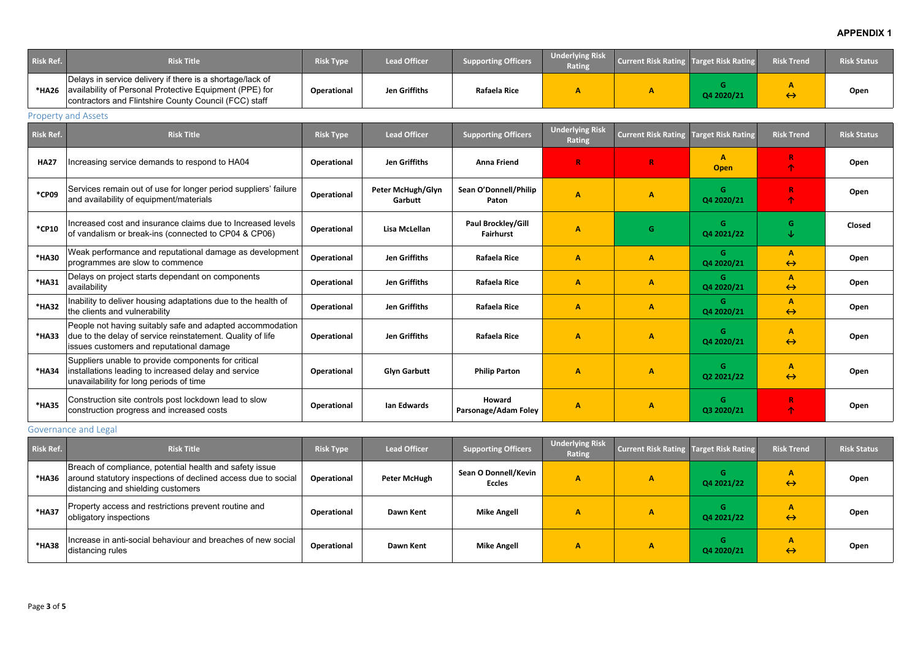**APPENDIX 1**

| Risk Ref. | Risk Title | Risk Type | Lead Officer | Supporting Officers | Underlying Risk Rating | Current Risk Rating | Target Risk Rating | Risk Trend | Risk Status |
|---|---|---|---|---|---|---|---|---|---|
| *HA26 | Delays in service delivery if there is a shortage/lack of availability of Personal Protective Equipment (PPE) for contractors and Flintshire County Council (FCC) staff | Operational | Jen Griffiths | Rafaela Rice | A | A | G Q4 2020/21 | A ↔ | Open |

## Property and Assets

| Risk Ref. | Risk Title | Risk Type | Lead Officer | Supporting Officers | Underlying Risk Rating | Current Risk Rating | Target Risk Rating | Risk Trend | Risk Status |
|---|---|---|---|---|---|---|---|---|---|
| HA27 | Increasing service demands to respond to HA04 | Operational | Jen Griffiths | Anna Friend | R | R | A Open | R ↑ | Open |
| *CP09 | Services remain out of use for longer period suppliers' failure and availability of equipment/materials | Operational | Peter McHugh/Glyn Garbutt | Sean O'Donnell/Philip Paton | A | A | G Q4 2020/21 | R ↑ | Open |
| *CP10 | Increased cost and insurance claims due to Increased levels of vandalism or break-ins (connected to CP04 & CP06) | Operational | Lisa McLellan | Paul Brockley/Gill Fairhurst | A | G | G Q4 2021/22 | G ↓ | Closed |
| *HA30 | Weak performance and reputational damage as development programmes are slow to commence | Operational | Jen Griffiths | Rafaela Rice | A | A | G Q4 2020/21 | A ↔ | Open |
| *HA31 | Delays on project starts dependant on components availability | Operational | Jen Griffiths | Rafaela Rice | A | A | G Q4 2020/21 | A ↔ | Open |
| *HA32 | Inability to deliver housing adaptations due to the health of the clients and vulnerability | Operational | Jen Griffiths | Rafaela Rice | A | A | G Q4 2020/21 | A ↔ | Open |
| *HA33 | People not having suitably safe and adapted accommodation due to the delay of service reinstatement. Quality of life issues customers and reputational damage | Operational | Jen Griffiths | Rafaela Rice | A | A | G Q4 2020/21 | A ↔ | Open |
| *HA34 | Suppliers unable to provide components for critical installations leading to increased delay and service unavailability for long periods of time | Operational | Glyn Garbutt | Philip Parton | A | A | G Q2 2021/22 | A ↔ | Open |
| *HA35 | Construction site controls post lockdown lead to slow construction progress and increased costs | Operational | Ian Edwards | Howard Parsonage/Adam Foley | A | A | G Q3 2020/21 | R ↑ | Open |

## Governance and Legal

| Risk Ref. | Risk Title | Risk Type | Lead Officer | Supporting Officers | Underlying Risk Rating | Current Risk Rating | Target Risk Rating | Risk Trend | Risk Status |
|---|---|---|---|---|---|---|---|---|---|
| *HA36 | Breach of compliance, potential health and safety issue around statutory inspections of declined access due to social distancing and shielding customers | Operational | Peter McHugh | Sean O Donnell/Kevin Eccles | A | A | G Q4 2021/22 | A ↔ | Open |
| *HA37 | Property access and restrictions prevent routine and obligatory inspections | Operational | Dawn Kent | Mike Angell | A | A | G Q4 2021/22 | A ↔ | Open |
| *HA38 | Increase in anti-social behaviour and breaches of new social distancing rules | Operational | Dawn Kent | Mike Angell | A | A | G Q4 2020/21 | A ↔ | Open |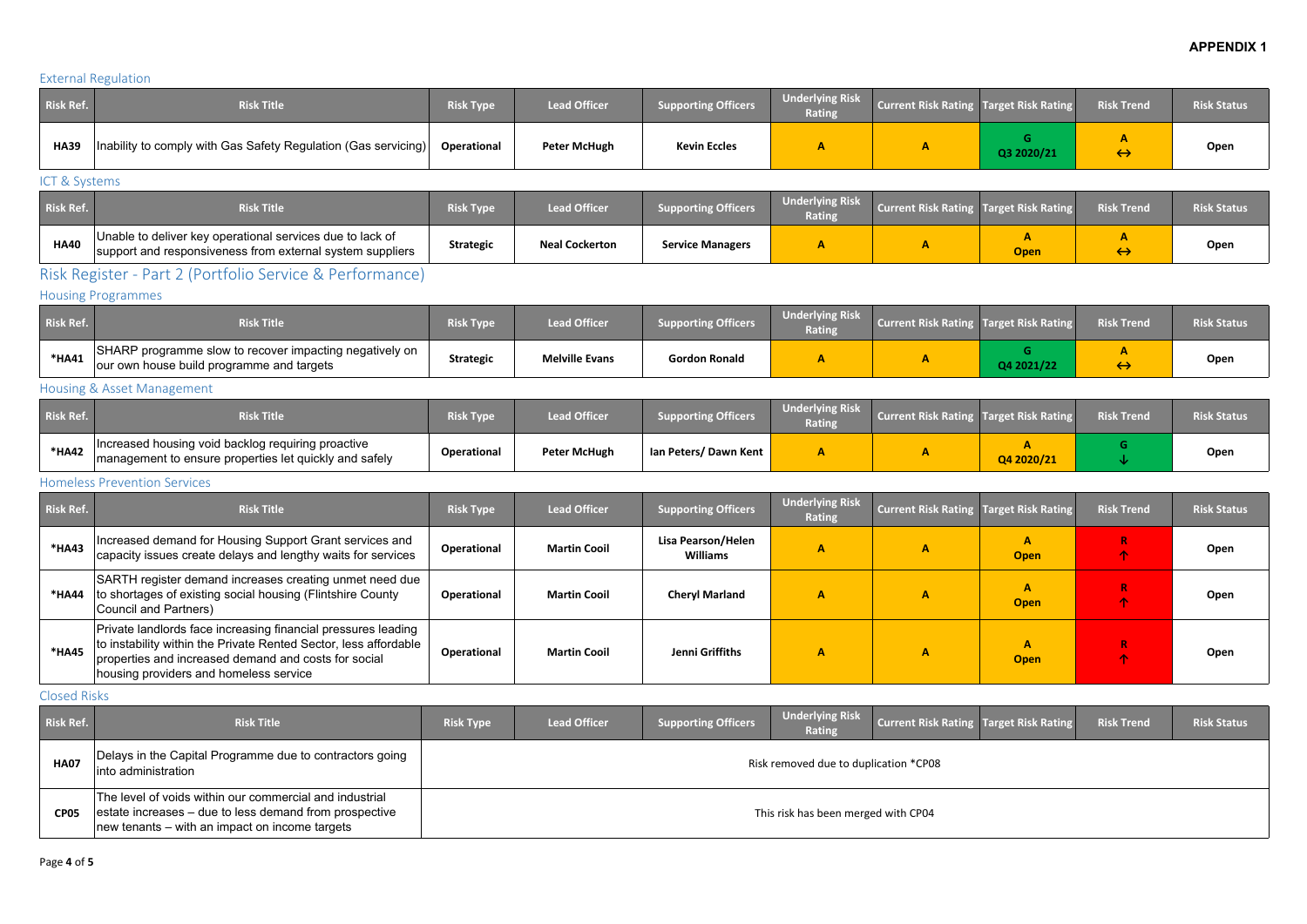**APPENDIX 1**

### External Regulation

| Risk Ref. | Risk Title | Risk Type | Lead Officer | Supporting Officers | Underlying Risk Rating | Current Risk Rating | Target Risk Rating | Risk Trend | Risk Status |
|---|---|---|---|---|---|---|---|---|---|
| HA39 | Inability to comply with Gas Safety Regulation (Gas servicing) | Operational | Peter McHugh | Kevin Eccles | A | A | G Q3 2020/21 | A ↔ | Open |

### ICT & Systems

| Risk Ref. | Risk Title | Risk Type | Lead Officer | Supporting Officers | Underlying Risk Rating | Current Risk Rating | Target Risk Rating | Risk Trend | Risk Status |
|---|---|---|---|---|---|---|---|---|---|
| HA40 | Unable to deliver key operational services due to lack of support and responsiveness from external system suppliers | Strategic | Neal Cockerton | Service Managers | A | A | A Open | A ↔ | Open |

## Risk Register - Part 2 (Portfolio Service & Performance)

### Housing Programmes

| Risk Ref. | Risk Title | Risk Type | Lead Officer | Supporting Officers | Underlying Risk Rating | Current Risk Rating | Target Risk Rating | Risk Trend | Risk Status |
|---|---|---|---|---|---|---|---|---|---|
| *HA41 | SHARP programme slow to recover impacting negatively on our own house build programme and targets | Strategic | Melville Evans | Gordon Ronald | A | A | G Q4 2021/22 | A ↔ | Open |

### Housing & Asset Management

| Risk Ref. | Risk Title | Risk Type | Lead Officer | Supporting Officers | Underlying Risk Rating | Current Risk Rating | Target Risk Rating | Risk Trend | Risk Status |
|---|---|---|---|---|---|---|---|---|---|
| *HA42 | Increased housing void backlog requiring proactive management to ensure properties let quickly and safely | Operational | Peter McHugh | Ian Peters/ Dawn Kent | A | A | A Q4 2020/21 | G ↓ | Open |

### Homeless Prevention Services

| Risk Ref. | Risk Title | Risk Type | Lead Officer | Supporting Officers | Underlying Risk Rating | Current Risk Rating | Target Risk Rating | Risk Trend | Risk Status |
|---|---|---|---|---|---|---|---|---|---|
| *HA43 | Increased demand for Housing Support Grant services and capacity issues create delays and lengthy waits for services | Operational | Martin Cooil | Lisa Pearson/Helen Williams | A | A | A Open | R ↑ | Open |
| *HA44 | SARTH register demand increases creating unmet need due to shortages of existing social housing (Flintshire County Council and Partners) | Operational | Martin Cooil | Cheryl Marland | A | A | A Open | R ↑ | Open |
| *HA45 | Private landlords face increasing financial pressures leading to instability within the Private Rented Sector, less affordable properties and increased demand and costs for social housing providers and homeless service | Operational | Martin Cooil | Jenni Griffiths | A | A | A Open | R ↑ | Open |

### Closed Risks

| Risk Ref. | Risk Title | Risk Type | Lead Officer | Supporting Officers | Underlying Risk Rating | Current Risk Rating | Target Risk Rating | Risk Trend | Risk Status |
|---|---|---|---|---|---|---|---|---|---|
| HA07 | Delays in the Capital Programme due to contractors going into administration | Risk removed due to duplication *CP08 | | | | | | | |
| CP05 | The level of voids within our commercial and industrial estate increases – due to less demand from prospective new tenants – with an impact on income targets | This risk has been merged with CP04 | | | | | | | |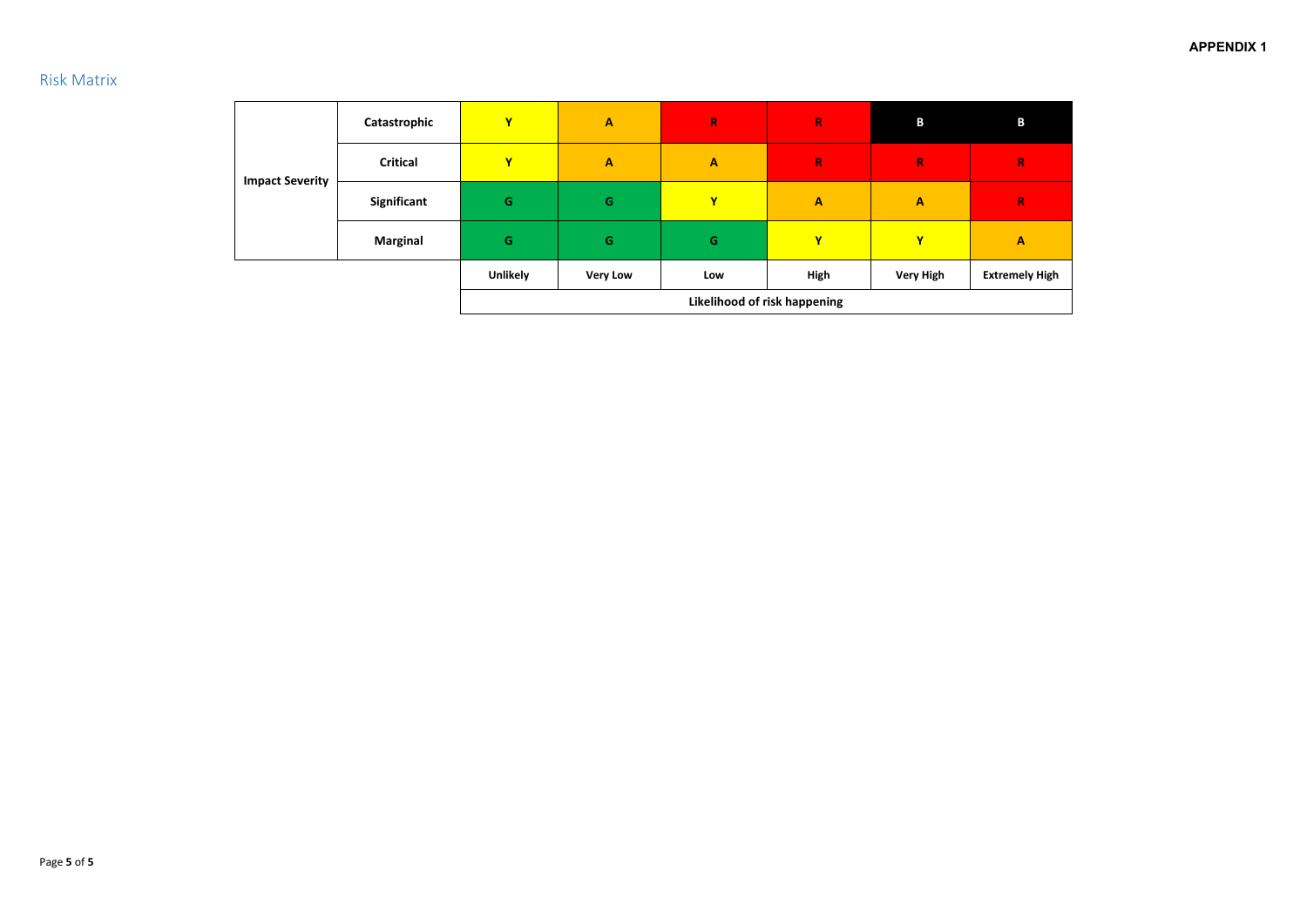APPENDIX 1

## Risk Matrix

| | | | | | | | |
|---|---|---|---|---|---|---|---|
| Impact Severity | Catastrophic | Y | A | R | R | B | B |
| | Critical | Y | A | A | R | R | R |
| | Significant | G | G | Y | A | A | R |
| | Marginal | G | G | G | Y | Y | A |
| | | Unlikely | Very Low | Low | High | Very High | Extremely High |
| | | Likelihood of risk happening | | | | | |